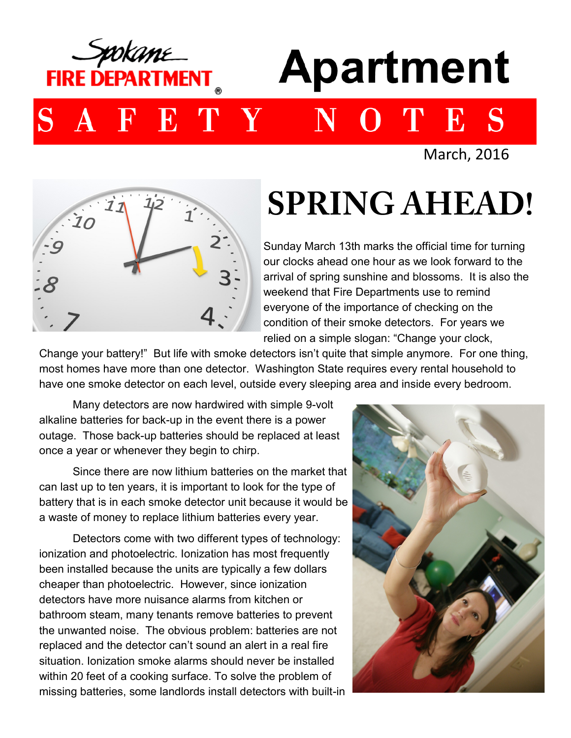Spokane FIRE DEPARTMENT

# Apartment

## S A F E T Y   N O T E S

March, 2016

# SPRING AHEAD!

Sunday March 13th marks the official time for turning our clocks ahead one hour as we look forward to the arrival of spring sunshine and blossoms. It is also the weekend that Fire Departments use to remind everyone of the importance of checking on the condition of their smoke detectors. For years we relied on a simple slogan: "Change your clock, Change your battery!" But life with smoke detectors isn't quite that simple anymore. For one thing, most homes have more than one detector. Washington State requires every rental household to have one smoke detector on each level, outside every sleeping area and inside every bedroom.

Many detectors are now hardwired with simple 9-volt alkaline batteries for back-up in the event there is a power outage. Those back-up batteries should be replaced at least once a year or whenever they begin to chirp.

Since there are now lithium batteries on the market that can last up to ten years, it is important to look for the type of battery that is in each smoke detector unit because it would be a waste of money to replace lithium batteries every year.

Detectors come with two different types of technology: ionization and photoelectric. Ionization has most frequently been installed because the units are typically a few dollars cheaper than photoelectric. However, since ionization detectors have more nuisance alarms from kitchen or bathroom steam, many tenants remove batteries to prevent the unwanted noise. The obvious problem: batteries are not replaced and the detector can't sound an alert in a real fire situation. Ionization smoke alarms should never be installed within 20 feet of a cooking surface. To solve the problem of missing batteries, some landlords install detectors with built-in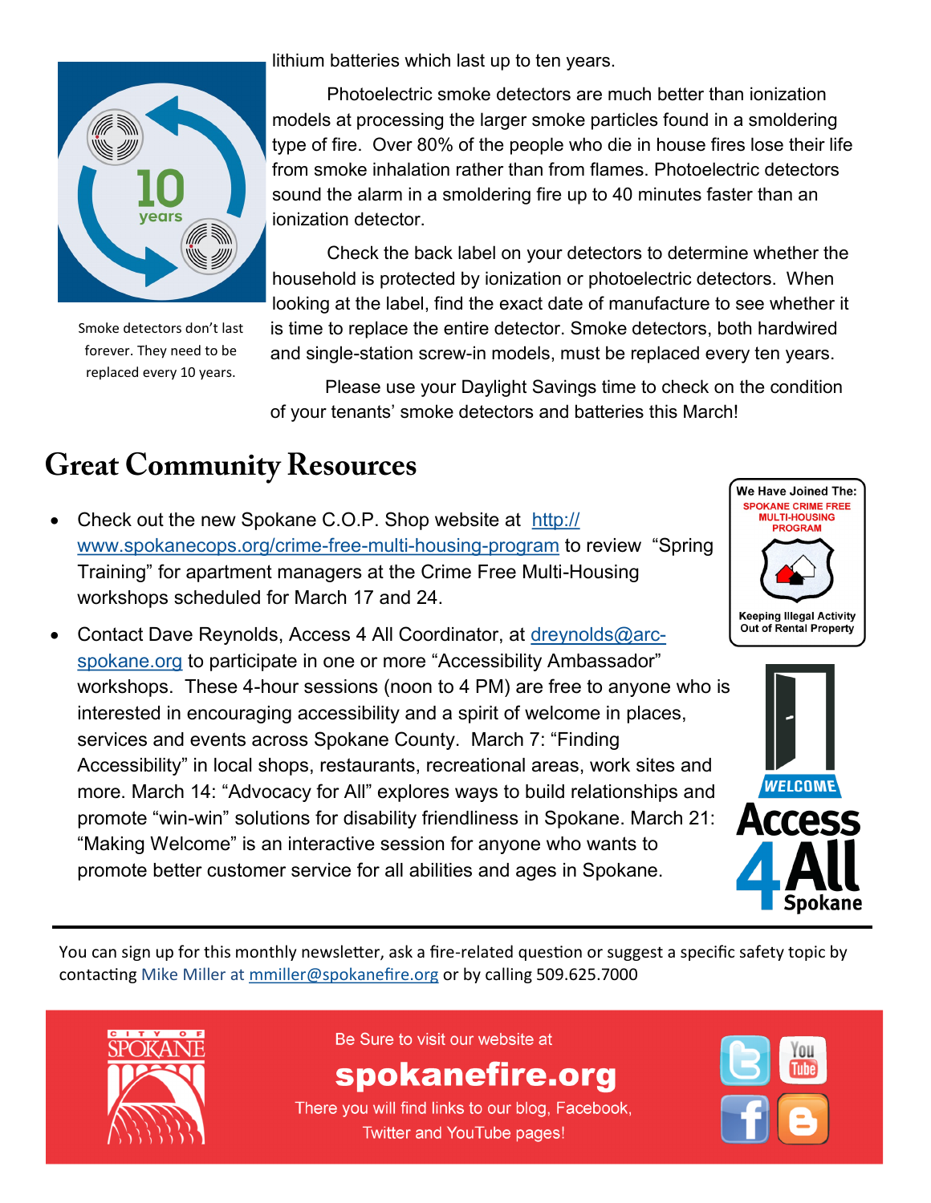lithium batteries which last up to ten years.

Photoelectric smoke detectors are much better than ionization models at processing the larger smoke particles found in a smoldering type of fire. Over 80% of the people who die in house fires lose their life from smoke inhalation rather than from flames. Photoelectric detectors sound the alarm in a smoldering fire up to 40 minutes faster than an ionization detector.

Check the back label on your detectors to determine whether the household is protected by ionization or photoelectric detectors. When looking at the label, find the exact date of manufacture to see whether it is time to replace the entire detector. Smoke detectors, both hardwired and single-station screw-in models, must be replaced every ten years.

Please use your Daylight Savings time to check on the condition of your tenants' smoke detectors and batteries this March!

Smoke detectors don't last forever. They need to be replaced every 10 years.

## Great Community Resources

- Check out the new Spokane C.O.P. Shop website at http://www.spokanecops.org/crime-free-multi-housing-program to review "Spring Training" for apartment managers at the Crime Free Multi-Housing workshops scheduled for March 17 and 24.
- Contact Dave Reynolds, Access 4 All Coordinator, at dreynolds@arc-spokane.org to participate in one or more "Accessibility Ambassador" workshops. These 4-hour sessions (noon to 4 PM) are free to anyone who is interested in encouraging accessibility and a spirit of welcome in places, services and events across Spokane County. March 7: "Finding Accessibility" in local shops, restaurants, recreational areas, work sites and more. March 14: "Advocacy for All" explores ways to build relationships and promote "win-win" solutions for disability friendliness in Spokane. March 21: "Making Welcome" is an interactive session for anyone who wants to promote better customer service for all abilities and ages in Spokane.

We Have Joined The: SPOKANE CRIME FREE MULTI-HOUSING PROGRAM — Keeping Illegal Activity Out of Rental Property

WELCOME Access 4 All Spokane

You can sign up for this monthly newsletter, ask a fire-related question or suggest a specific safety topic by contacting Mike Miller at mmiller@spokanefire.org or by calling 509.625.7000

Be Sure to visit our website at

**spokanefire.org**

There you will find links to our blog, Facebook, Twitter and YouTube pages!